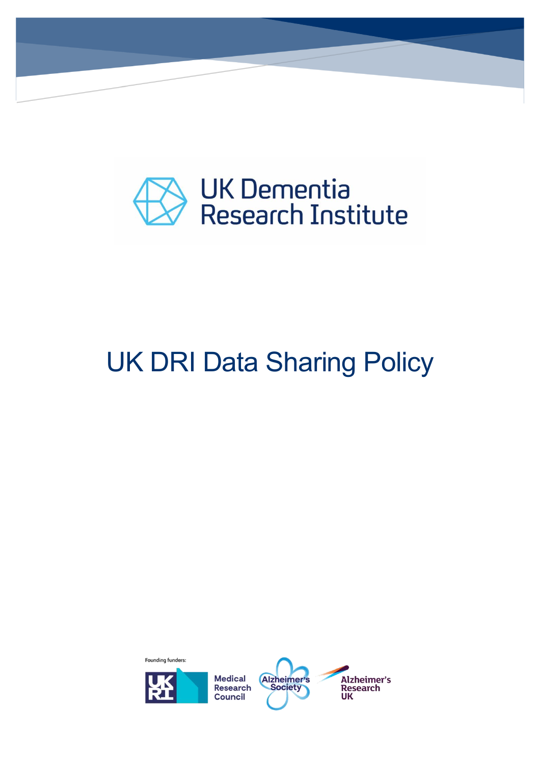UK Dementia Research Institute

# UK DRI Data Sharing Policy

Founding funders:

Medical Research Council

Alzheimer's Society

Alzheimer's Research UK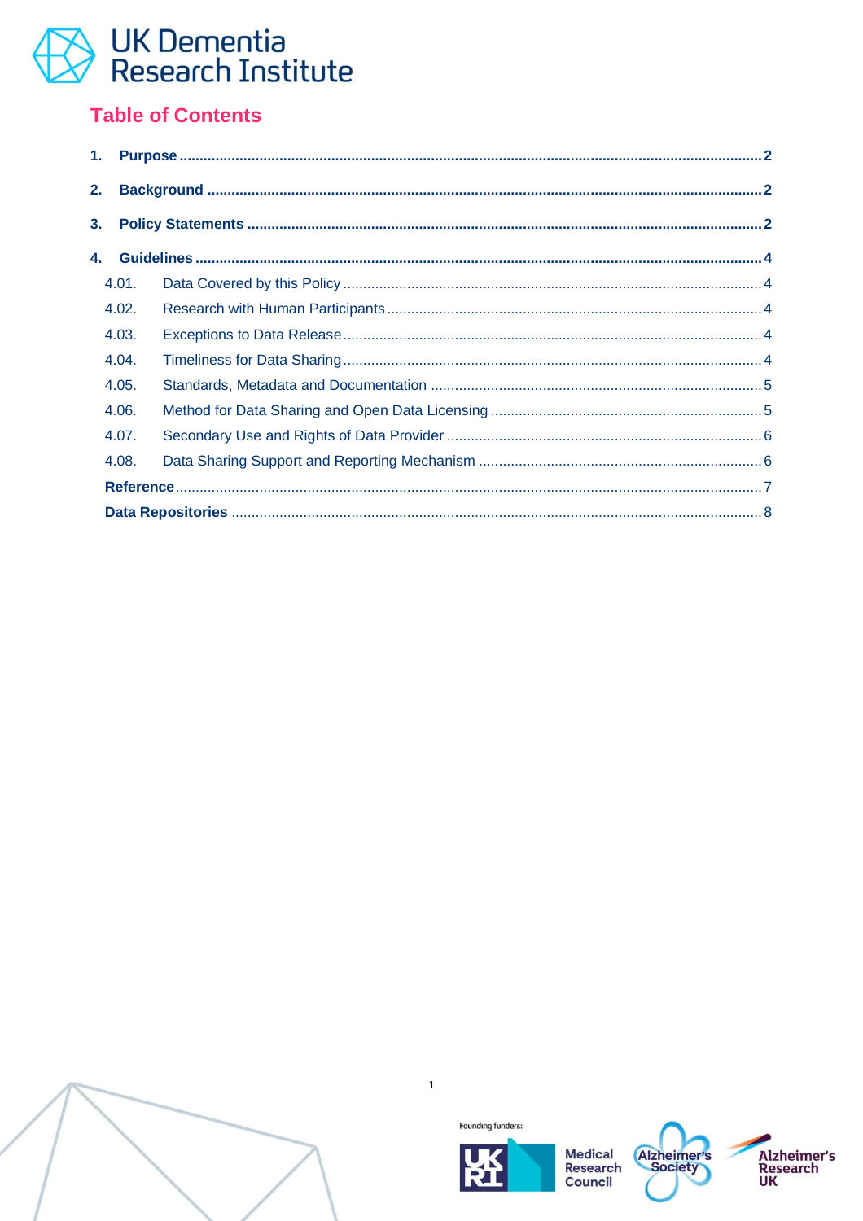## Table of Contents

1. **Purpose** .......... 2
2. **Background** .......... 2
3. **Policy Statements** .......... 2
4. **Guidelines** .......... 4
   - 4.01. Data Covered by this Policy .......... 4
   - 4.02. Research with Human Participants .......... 4
   - 4.03. Exceptions to Data Release .......... 4
   - 4.04. Timeliness for Data Sharing .......... 4
   - 4.05. Standards, Metadata and Documentation .......... 5
   - 4.06. Method for Data Sharing and Open Data Licensing .......... 5
   - 4.07. Secondary Use and Rights of Data Provider .......... 6
   - 4.08. Data Sharing Support and Reporting Mechanism .......... 6

**Reference** .......... 7

**Data Repositories** .......... 8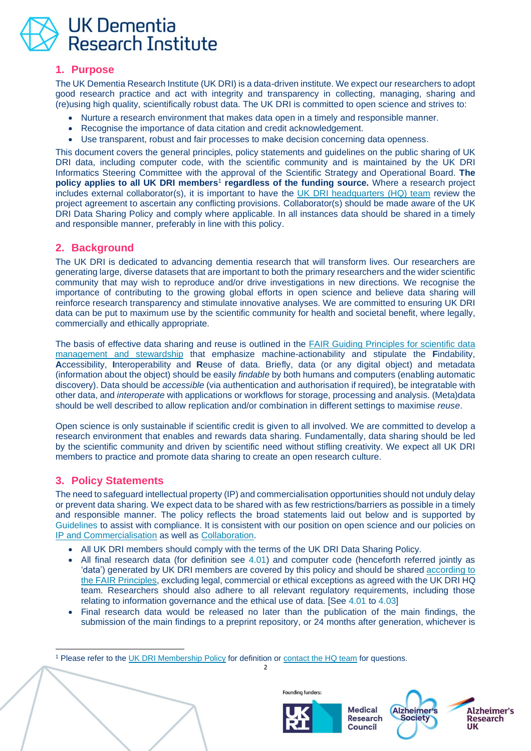## 1. Purpose

The UK Dementia Research Institute (UK DRI) is a data-driven institute. We expect our researchers to adopt good research practice and act with integrity and transparency in collecting, managing, sharing and (re)using high quality, scientifically robust data. The UK DRI is committed to open science and strives to:

- Nurture a research environment that makes data open in a timely and responsible manner.
- Recognise the importance of data citation and credit acknowledgement.
- Use transparent, robust and fair processes to make decision concerning data openness.

This document covers the general principles, policy statements and guidelines on the public sharing of UK DRI data, including computer code, with the scientific community and is maintained by the UK DRI Informatics Steering Committee with the approval of the Scientific Strategy and Operational Board. **The policy applies to all UK DRI members**[1] **regardless of the funding source.** Where a research project includes external collaborator(s), it is important to have the UK DRI headquarters (HQ) team review the project agreement to ascertain any conflicting provisions. Collaborator(s) should be made aware of the UK DRI Data Sharing Policy and comply where applicable. In all instances data should be shared in a timely and responsible manner, preferably in line with this policy.

## 2. Background

The UK DRI is dedicated to advancing dementia research that will transform lives. Our researchers are generating large, diverse datasets that are important to both the primary researchers and the wider scientific community that may wish to reproduce and/or drive investigations in new directions. We recognise the importance of contributing to the growing global efforts in open science and believe data sharing will reinforce research transparency and stimulate innovative analyses. We are committed to ensuring UK DRI data can be put to maximum use by the scientific community for health and societal benefit, where legally, commercially and ethically appropriate.

The basis of effective data sharing and reuse is outlined in the FAIR Guiding Principles for scientific data management and stewardship that emphasize machine-actionability and stipulate the **F**indability, **A**ccessibility, **I**nteroperability and **R**euse of data. Briefly, data (or any digital object) and metadata (information about the object) should be easily *findable* by both humans and computers (enabling automatic discovery). Data should be *accessible* (via authentication and authorisation if required), be integratable with other data, and *interoperate* with applications or workflows for storage, processing and analysis. (Meta)data should be well described to allow replication and/or combination in different settings to maximise *reuse*.

Open science is only sustainable if scientific credit is given to all involved. We are committed to develop a research environment that enables and rewards data sharing. Fundamentally, data sharing should be led by the scientific community and driven by scientific need without stifling creativity. We expect all UK DRI members to practice and promote data sharing to create an open research culture.

## 3. Policy Statements

The need to safeguard intellectual property (IP) and commercialisation opportunities should not unduly delay or prevent data sharing. We expect data to be shared with as few restrictions/barriers as possible in a timely and responsible manner. The policy reflects the broad statements laid out below and is supported by Guidelines to assist with compliance. It is consistent with our position on open science and our policies on IP and Commercialisation as well as Collaboration.

- All UK DRI members should comply with the terms of the UK DRI Data Sharing Policy.
- All final research data (for definition see 4.01) and computer code (henceforth referred jointly as 'data') generated by UK DRI members are covered by this policy and should be shared according to the FAIR Principles, excluding legal, commercial or ethical exceptions as agreed with the UK DRI HQ team. Researchers should also adhere to all relevant regulatory requirements, including those relating to information governance and the ethical use of data. [See 4.01 to 4.03]
- Final research data would be released no later than the publication of the main findings, the submission of the main findings to a preprint repository, or 24 months after generation, whichever is

[1] Please refer to the UK DRI Membership Policy for definition or contact the HQ team for questions.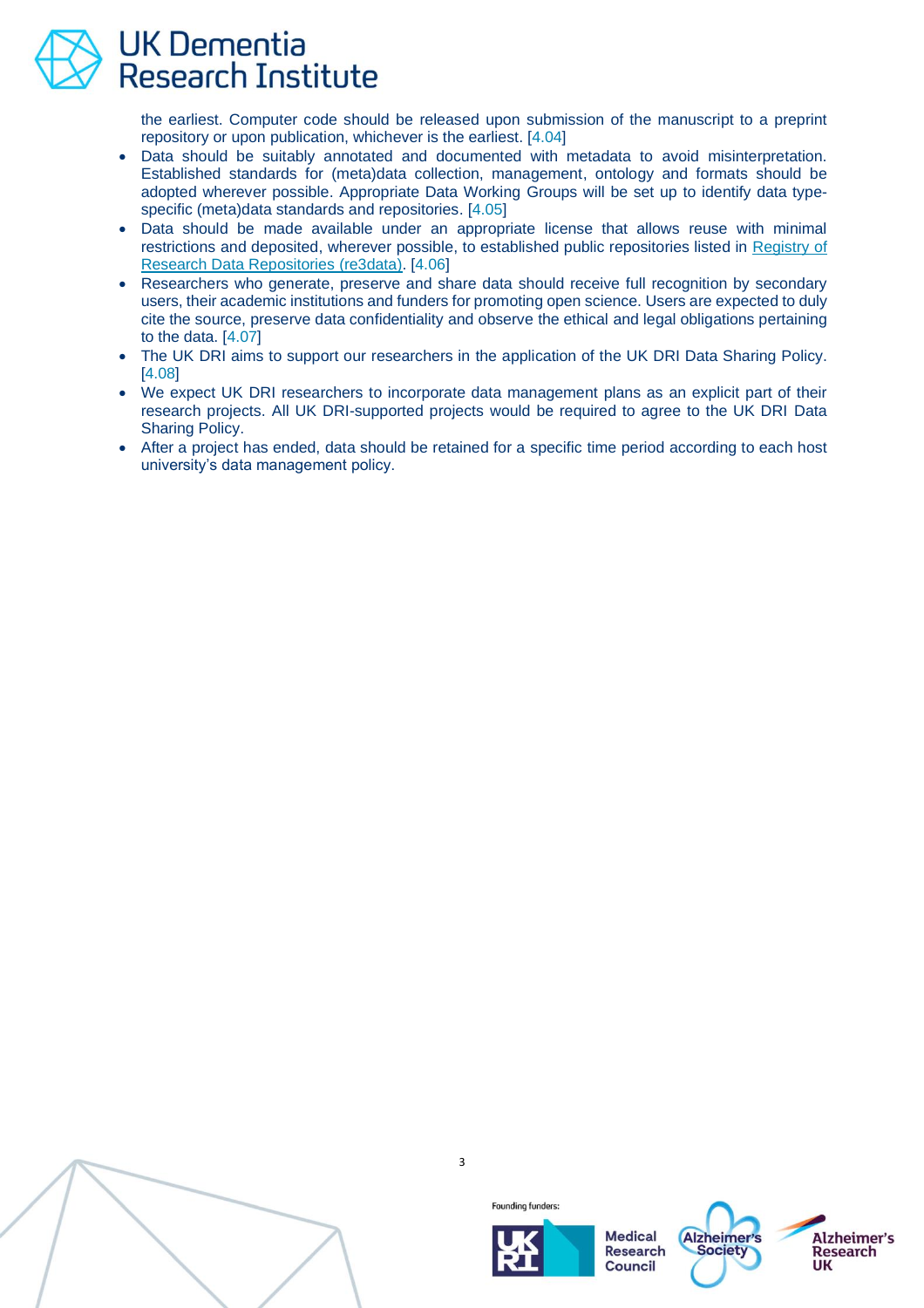the earliest. Computer code should be released upon submission of the manuscript to a preprint repository or upon publication, whichever is the earliest. [4.04]

- Data should be suitably annotated and documented with metadata to avoid misinterpretation. Established standards for (meta)data collection, management, ontology and formats should be adopted wherever possible. Appropriate Data Working Groups will be set up to identify data type-specific (meta)data standards and repositories. [4.05]
- Data should be made available under an appropriate license that allows reuse with minimal restrictions and deposited, wherever possible, to established public repositories listed in Registry of Research Data Repositories (re3data). [4.06]
- Researchers who generate, preserve and share data should receive full recognition by secondary users, their academic institutions and funders for promoting open science. Users are expected to duly cite the source, preserve data confidentiality and observe the ethical and legal obligations pertaining to the data. [4.07]
- The UK DRI aims to support our researchers in the application of the UK DRI Data Sharing Policy. [4.08]
- We expect UK DRI researchers to incorporate data management plans as an explicit part of their research projects. All UK DRI-supported projects would be required to agree to the UK DRI Data Sharing Policy.
- After a project has ended, data should be retained for a specific time period according to each host university's data management policy.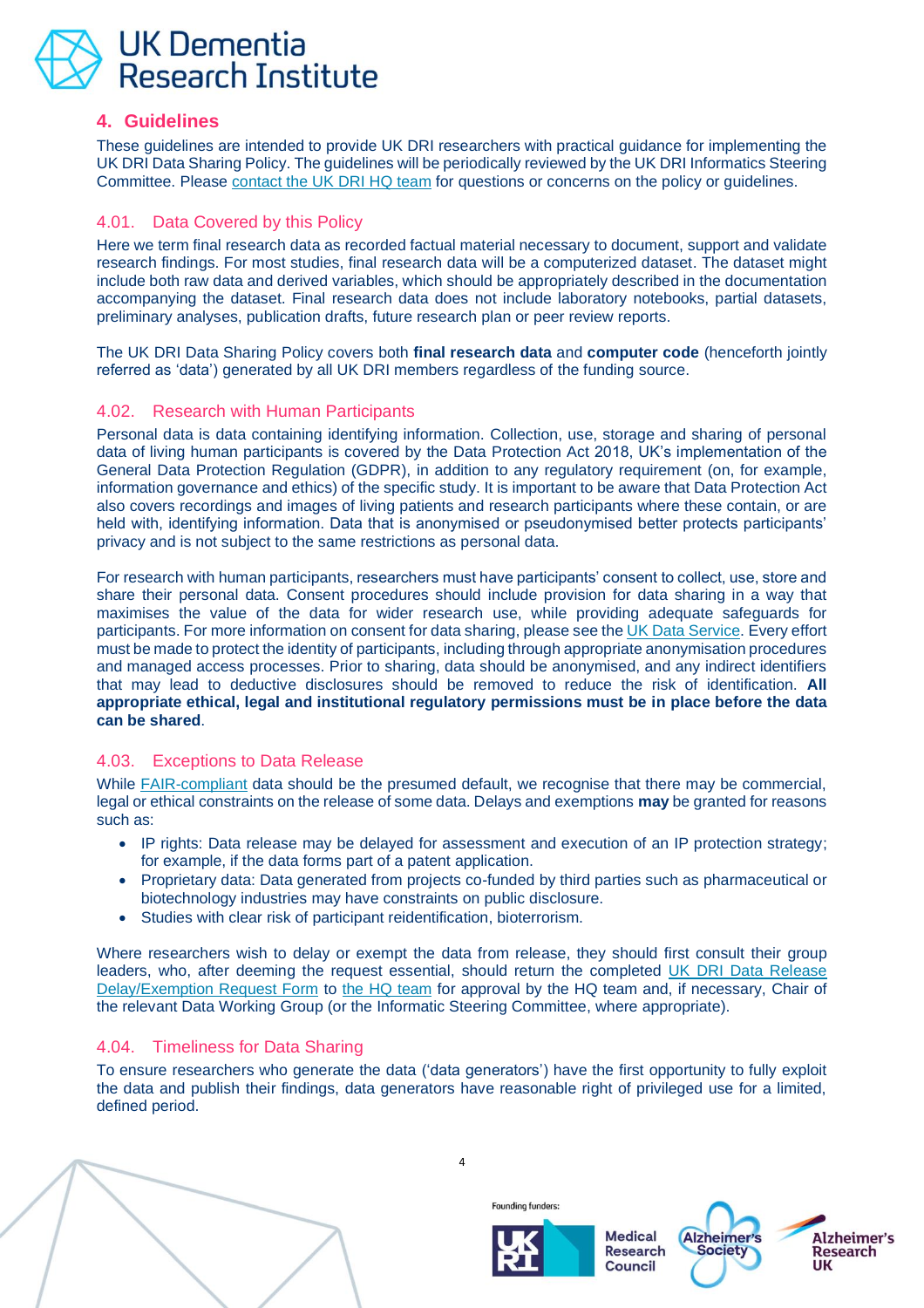## 4. Guidelines

These guidelines are intended to provide UK DRI researchers with practical guidance for implementing the UK DRI Data Sharing Policy. The guidelines will be periodically reviewed by the UK DRI Informatics Steering Committee. Please contact the UK DRI HQ team for questions or concerns on the policy or guidelines.

### 4.01. Data Covered by this Policy

Here we term final research data as recorded factual material necessary to document, support and validate research findings. For most studies, final research data will be a computerized dataset. The dataset might include both raw data and derived variables, which should be appropriately described in the documentation accompanying the dataset. Final research data does not include laboratory notebooks, partial datasets, preliminary analyses, publication drafts, future research plan or peer review reports.

The UK DRI Data Sharing Policy covers both **final research data** and **computer code** (henceforth jointly referred as 'data') generated by all UK DRI members regardless of the funding source.

### 4.02. Research with Human Participants

Personal data is data containing identifying information. Collection, use, storage and sharing of personal data of living human participants is covered by the Data Protection Act 2018, UK's implementation of the General Data Protection Regulation (GDPR), in addition to any regulatory requirement (on, for example, information governance and ethics) of the specific study. It is important to be aware that Data Protection Act also covers recordings and images of living patients and research participants where these contain, or are held with, identifying information. Data that is anonymised or pseudonymised better protects participants' privacy and is not subject to the same restrictions as personal data.

For research with human participants, researchers must have participants' consent to collect, use, store and share their personal data. Consent procedures should include provision for data sharing in a way that maximises the value of the data for wider research use, while providing adequate safeguards for participants. For more information on consent for data sharing, please see the UK Data Service. Every effort must be made to protect the identity of participants, including through appropriate anonymisation procedures and managed access processes. Prior to sharing, data should be anonymised, and any indirect identifiers that may lead to deductive disclosures should be removed to reduce the risk of identification. **All appropriate ethical, legal and institutional regulatory permissions must be in place before the data can be shared**.

### 4.03. Exceptions to Data Release

While FAIR-compliant data should be the presumed default, we recognise that there may be commercial, legal or ethical constraints on the release of some data. Delays and exemptions **may** be granted for reasons such as:

- IP rights: Data release may be delayed for assessment and execution of an IP protection strategy; for example, if the data forms part of a patent application.
- Proprietary data: Data generated from projects co-funded by third parties such as pharmaceutical or biotechnology industries may have constraints on public disclosure.
- Studies with clear risk of participant reidentification, bioterrorism.

Where researchers wish to delay or exempt the data from release, they should first consult their group leaders, who, after deeming the request essential, should return the completed UK DRI Data Release Delay/Exemption Request Form to the HQ team for approval by the HQ team and, if necessary, Chair of the relevant Data Working Group (or the Informatic Steering Committee, where appropriate).

### 4.04. Timeliness for Data Sharing

To ensure researchers who generate the data ('data generators') have the first opportunity to fully exploit the data and publish their findings, data generators have reasonable right of privileged use for a limited, defined period.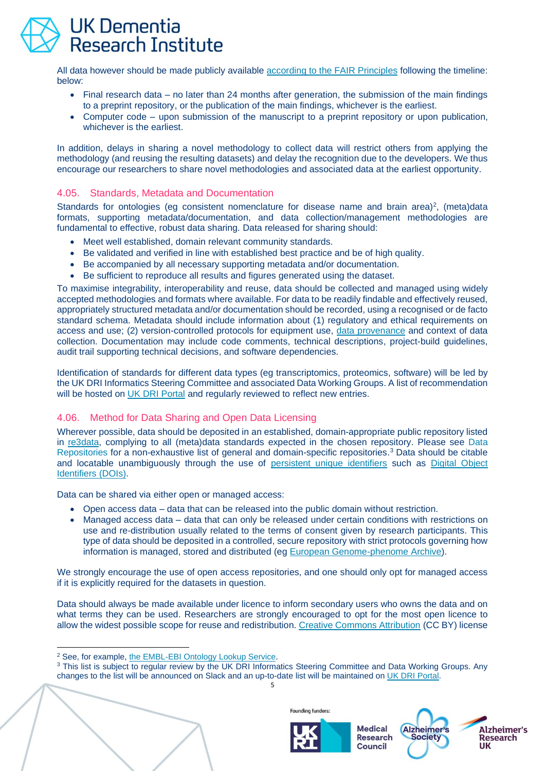All data however should be made publicly available according to the FAIR Principles following the timeline: below:

- Final research data – no later than 24 months after generation, the submission of the main findings to a preprint repository, or the publication of the main findings, whichever is the earliest.
- Computer code – upon submission of the manuscript to a preprint repository or upon publication, whichever is the earliest.

In addition, delays in sharing a novel methodology to collect data will restrict others from applying the methodology (and reusing the resulting datasets) and delay the recognition due to the developers. We thus encourage our researchers to share novel methodologies and associated data at the earliest opportunity.

## 4.05. Standards, Metadata and Documentation

Standards for ontologies (eg consistent nomenclature for disease name and brain area)[2], (meta)data formats, supporting metadata/documentation, and data collection/management methodologies are fundamental to effective, robust data sharing. Data released for sharing should:

- Meet well established, domain relevant community standards.
- Be validated and verified in line with established best practice and be of high quality.
- Be accompanied by all necessary supporting metadata and/or documentation.
- Be sufficient to reproduce all results and figures generated using the dataset.

To maximise integrability, interoperability and reuse, data should be collected and managed using widely accepted methodologies and formats where available. For data to be readily findable and effectively reused, appropriately structured metadata and/or documentation should be recorded, using a recognised or de facto standard schema. Metadata should include information about (1) regulatory and ethical requirements on access and use; (2) version-controlled protocols for equipment use, data provenance and context of data collection. Documentation may include code comments, technical descriptions, project-build guidelines, audit trail supporting technical decisions, and software dependencies.

Identification of standards for different data types (eg transcriptomics, proteomics, software) will be led by the UK DRI Informatics Steering Committee and associated Data Working Groups. A list of recommendation will be hosted on UK DRI Portal and regularly reviewed to reflect new entries.

## 4.06. Method for Data Sharing and Open Data Licensing

Wherever possible, data should be deposited in an established, domain-appropriate public repository listed in re3data, complying to all (meta)data standards expected in the chosen repository. Please see Data Repositories for a non-exhaustive list of general and domain-specific repositories.[3] Data should be citable and locatable unambiguously through the use of persistent unique identifiers such as Digital Object Identifiers (DOIs).

Data can be shared via either open or managed access:

- Open access data – data that can be released into the public domain without restriction.
- Managed access data – data that can only be released under certain conditions with restrictions on use and re-distribution usually related to the terms of consent given by research participants. This type of data should be deposited in a controlled, secure repository with strict protocols governing how information is managed, stored and distributed (eg European Genome-phenome Archive).

We strongly encourage the use of open access repositories, and one should only opt for managed access if it is explicitly required for the datasets in question.

Data should always be made available under licence to inform secondary users who owns the data and on what terms they can be used. Researchers are strongly encouraged to opt for the most open licence to allow the widest possible scope for reuse and redistribution. Creative Commons Attribution (CC BY) license

---

[2] See, for example, the EMBL-EBI Ontology Lookup Service.

[3] This list is subject to regular review by the UK DRI Informatics Steering Committee and Data Working Groups. Any changes to the list will be announced on Slack and an up-to-date list will be maintained on UK DRI Portal.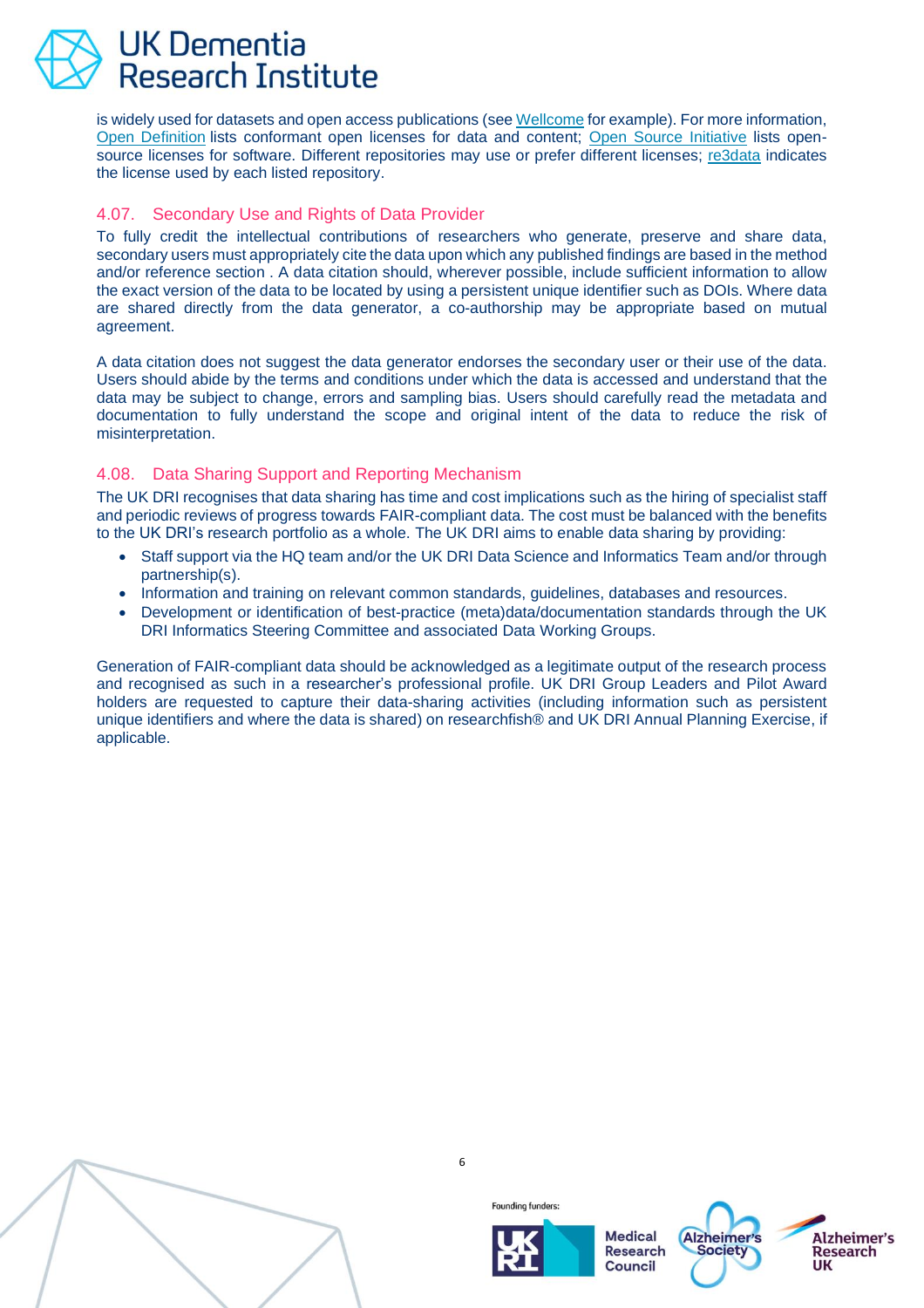is widely used for datasets and open access publications (see Wellcome for example). For more information, Open Definition lists conformant open licenses for data and content; Open Source Initiative lists open-source licenses for software. Different repositories may use or prefer different licenses; re3data indicates the license used by each listed repository.

## 4.07. Secondary Use and Rights of Data Provider

To fully credit the intellectual contributions of researchers who generate, preserve and share data, secondary users must appropriately cite the data upon which any published findings are based in the method and/or reference section . A data citation should, wherever possible, include sufficient information to allow the exact version of the data to be located by using a persistent unique identifier such as DOIs. Where data are shared directly from the data generator, a co-authorship may be appropriate based on mutual agreement.

A data citation does not suggest the data generator endorses the secondary user or their use of the data. Users should abide by the terms and conditions under which the data is accessed and understand that the data may be subject to change, errors and sampling bias. Users should carefully read the metadata and documentation to fully understand the scope and original intent of the data to reduce the risk of misinterpretation.

## 4.08. Data Sharing Support and Reporting Mechanism

The UK DRI recognises that data sharing has time and cost implications such as the hiring of specialist staff and periodic reviews of progress towards FAIR-compliant data. The cost must be balanced with the benefits to the UK DRI's research portfolio as a whole. The UK DRI aims to enable data sharing by providing:

- Staff support via the HQ team and/or the UK DRI Data Science and Informatics Team and/or through partnership(s).
- Information and training on relevant common standards, guidelines, databases and resources.
- Development or identification of best-practice (meta)data/documentation standards through the UK DRI Informatics Steering Committee and associated Data Working Groups.

Generation of FAIR-compliant data should be acknowledged as a legitimate output of the research process and recognised as such in a researcher's professional profile. UK DRI Group Leaders and Pilot Award holders are requested to capture their data-sharing activities (including information such as persistent unique identifiers and where the data is shared) on researchfish® and UK DRI Annual Planning Exercise, if applicable.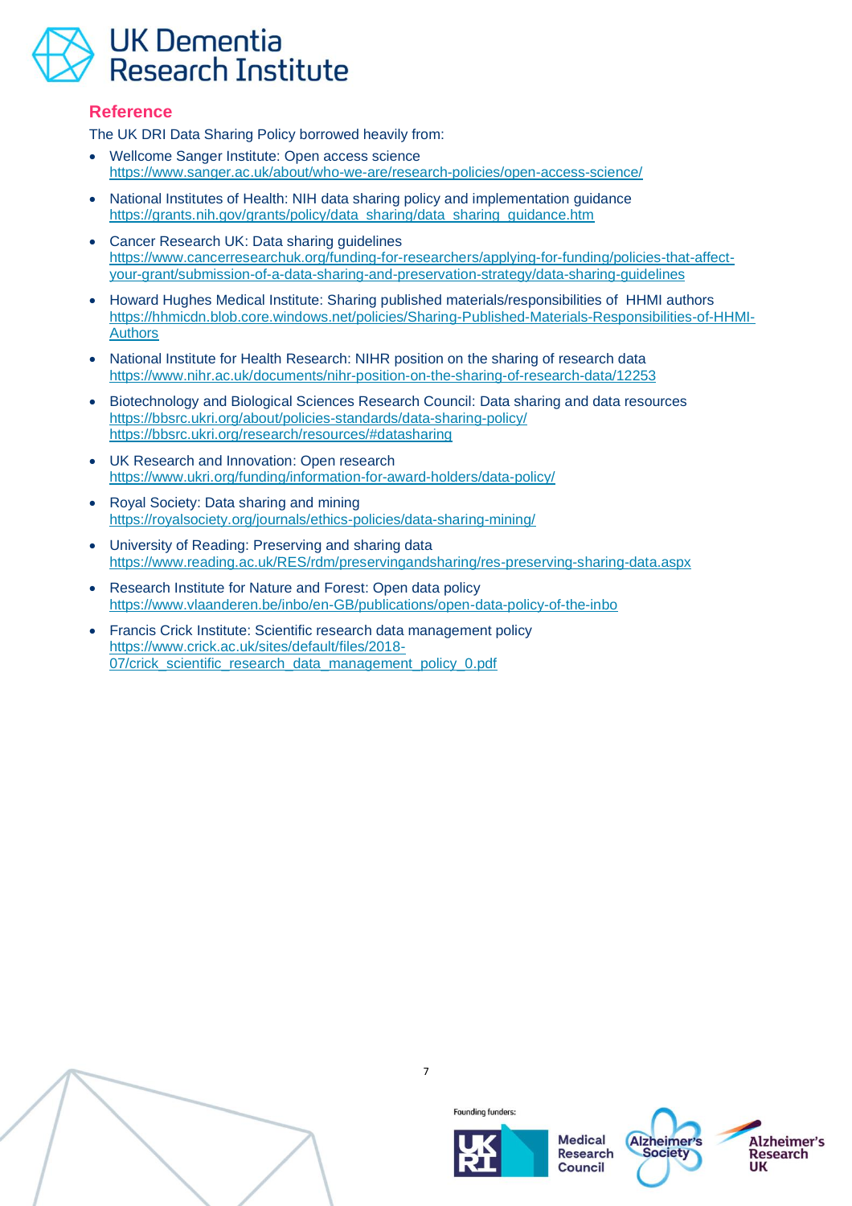## Reference

The UK DRI Data Sharing Policy borrowed heavily from:

- Wellcome Sanger Institute: Open access science
  https://www.sanger.ac.uk/about/who-we-are/research-policies/open-access-science/
- National Institutes of Health: NIH data sharing policy and implementation guidance
  https://grants.nih.gov/grants/policy/data_sharing/data_sharing_guidance.htm
- Cancer Research UK: Data sharing guidelines
  https://www.cancerresearchuk.org/funding-for-researchers/applying-for-funding/policies-that-affect-your-grant/submission-of-a-data-sharing-and-preservation-strategy/data-sharing-guidelines
- Howard Hughes Medical Institute: Sharing published materials/responsibilities of HHMI authors
  https://hhmicdn.blob.core.windows.net/policies/Sharing-Published-Materials-Responsibilities-of-HHMI-Authors
- National Institute for Health Research: NIHR position on the sharing of research data
  https://www.nihr.ac.uk/documents/nihr-position-on-the-sharing-of-research-data/12253
- Biotechnology and Biological Sciences Research Council: Data sharing and data resources
  https://bbsrc.ukri.org/about/policies-standards/data-sharing-policy/
  https://bbsrc.ukri.org/research/resources/#datasharing
- UK Research and Innovation: Open research
  https://www.ukri.org/funding/information-for-award-holders/data-policy/
- Royal Society: Data sharing and mining
  https://royalsociety.org/journals/ethics-policies/data-sharing-mining/
- University of Reading: Preserving and sharing data
  https://www.reading.ac.uk/RES/rdm/preservingandsharing/res-preserving-sharing-data.aspx
- Research Institute for Nature and Forest: Open data policy
  https://www.vlaanderen.be/inbo/en-GB/publications/open-data-policy-of-the-inbo
- Francis Crick Institute: Scientific research data management policy
  https://www.crick.ac.uk/sites/default/files/2018-07/crick_scientific_research_data_management_policy_0.pdf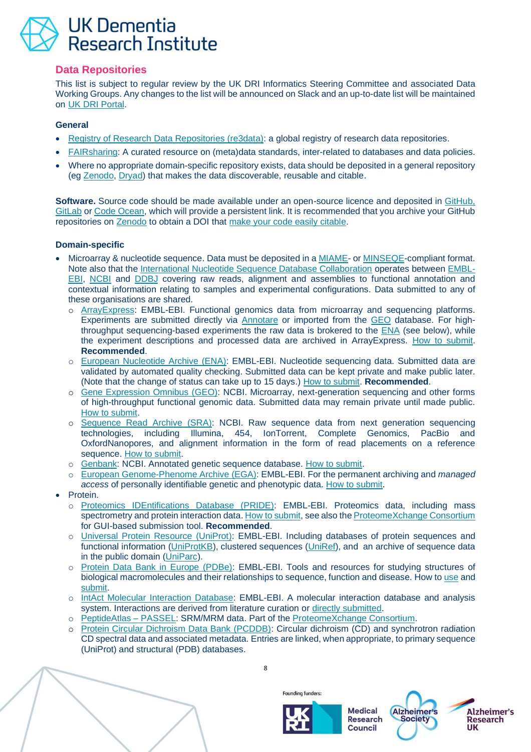## Data Repositories

This list is subject to regular review by the UK DRI Informatics Steering Committee and associated Data Working Groups. Any changes to the list will be announced on Slack and an up-to-date list will be maintained on UK DRI Portal.

### General

- Registry of Research Data Repositories (re3data): a global registry of research data repositories.
- FAIRsharing: A curated resource on (meta)data standards, inter-related to databases and data policies.
- Where no appropriate domain-specific repository exists, data should be deposited in a general repository (eg Zenodo, Dryad) that makes the data discoverable, reusable and citable.

**Software.** Source code should be made available under an open-source licence and deposited in GitHub, GitLab or Code Ocean, which will provide a persistent link. It is recommended that you archive your GitHub repositories on Zenodo to obtain a DOI that make your code easily citable.

### Domain-specific

- Microarray & nucleotide sequence. Data must be deposited in a MIAME- or MINSEQE-compliant format. Note also that the International Nucleotide Sequence Database Collaboration operates between EMBL-EBI, NCBI and DDBJ covering raw reads, alignment and assemblies to functional annotation and contextual information relating to samples and experimental configurations. Data submitted to any of these organisations are shared.
  - ArrayExpress: EMBL-EBI. Functional genomics data from microarray and sequencing platforms. Experiments are submitted directly via Annotare or imported from the GEO database. For high-throughput sequencing-based experiments the raw data is brokered to the ENA (see below), while the experiment descriptions and processed data are archived in ArrayExpress. How to submit. **Recommended**.
  - European Nucleotide Archive (ENA): EMBL-EBI. Nucleotide sequencing data. Submitted data are validated by automated quality checking. Submitted data can be kept private and make public later. (Note that the change of status can take up to 15 days.) How to submit. **Recommended**.
  - Gene Expression Omnibus (GEO): NCBI. Microarray, next-generation sequencing and other forms of high-throughput functional genomic data. Submitted data may remain private until made public. How to submit.
  - Sequence Read Archive (SRA): NCBI. Raw sequence data from next generation sequencing technologies, including Illumina, 454, IonTorrent, Complete Genomics, PacBio and OxfordNanopores, and alignment information in the form of read placements on a reference sequence. How to submit.
  - Genbank: NCBI. Annotated genetic sequence database. How to submit.
  - European Genome-Phenome Archive (EGA): EMBL-EBI. For the permanent archiving and *managed access* of personally identifiable genetic and phenotypic data. How to submit.
- Protein.
  - Proteomics IDEntifications Database (PRIDE): EMBL-EBI. Proteomics data, including mass spectrometry and protein interaction data. How to submit, see also the ProteomeXchange Consortium for GUI-based submission tool. **Recommended**.
  - Universal Protein Resource (UniProt): EMBL-EBI. Including databases of protein sequences and functional information (UniProtKB), clustered sequences (UniRef), and an archive of sequence data in the public domain (UniParc).
  - Protein Data Bank in Europe (PDBe): EMBL-EBI. Tools and resources for studying structures of biological macromolecules and their relationships to sequence, function and disease. How to use and submit.
  - IntAct Molecular Interaction Database: EMBL-EBI. A molecular interaction database and analysis system. Interactions are derived from literature curation or directly submitted.
  - PeptideAtlas – PASSEL: SRM/MRM data. Part of the ProteomeXchange Consortium.
  - Protein Circular Dichroism Data Bank (PCDDB): Circular dichroism (CD) and synchrotron radiation CD spectral data and associated metadata. Entries are linked, when appropriate, to primary sequence (UniProt) and structural (PDB) databases.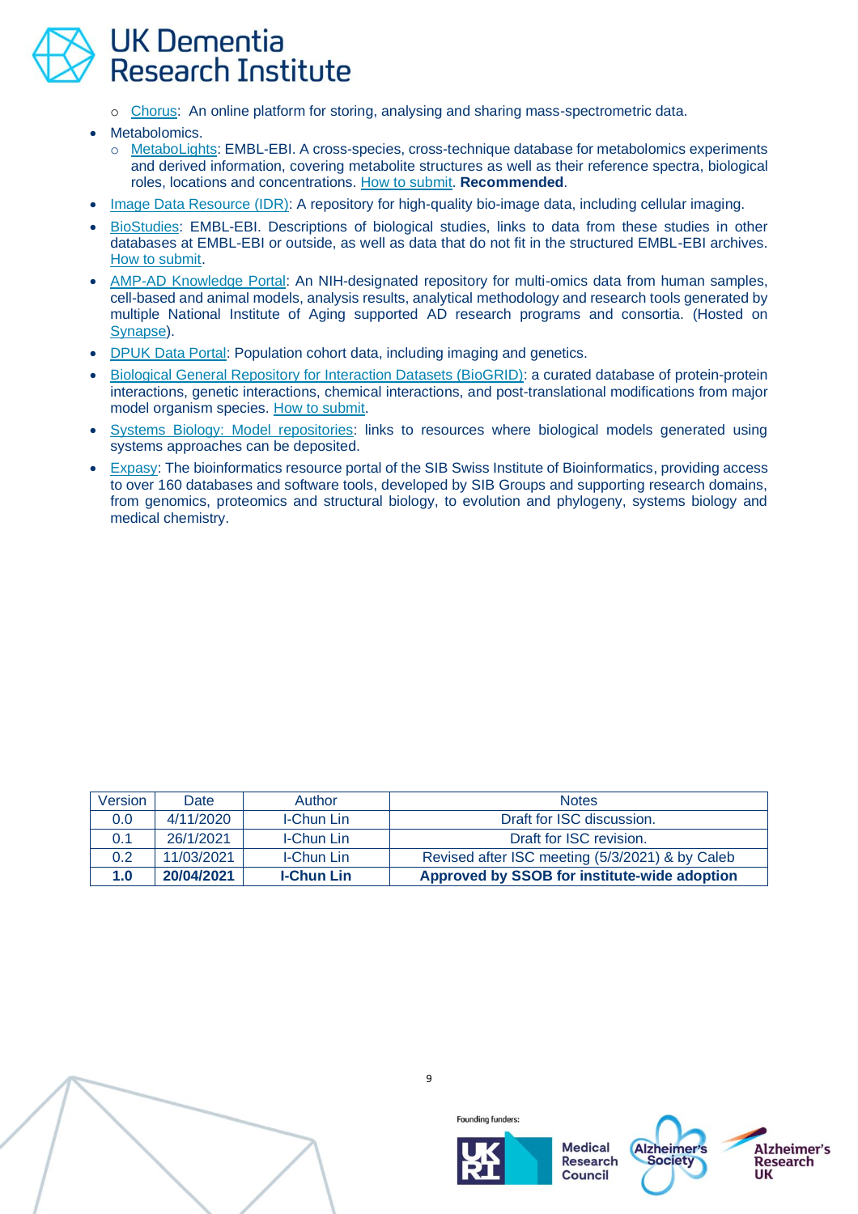- Chorus: An online platform for storing, analysing and sharing mass-spectrometric data.

- Metabolomics.
  - MetaboLights: EMBL-EBI. A cross-species, cross-technique database for metabolomics experiments and derived information, covering metabolite structures as well as their reference spectra, biological roles, locations and concentrations. How to submit. **Recommended**.
- Image Data Resource (IDR): A repository for high-quality bio-image data, including cellular imaging.
- BioStudies: EMBL-EBI. Descriptions of biological studies, links to data from these studies in other databases at EMBL-EBI or outside, as well as data that do not fit in the structured EMBL-EBI archives. How to submit.
- AMP-AD Knowledge Portal: An NIH-designated repository for multi-omics data from human samples, cell-based and animal models, analysis results, analytical methodology and research tools generated by multiple National Institute of Aging supported AD research programs and consortia. (Hosted on Synapse).
- DPUK Data Portal: Population cohort data, including imaging and genetics.
- Biological General Repository for Interaction Datasets (BioGRID): a curated database of protein-protein interactions, genetic interactions, chemical interactions, and post-translational modifications from major model organism species. How to submit.
- Systems Biology: Model repositories: links to resources where biological models generated using systems approaches can be deposited.
- Expasy: The bioinformatics resource portal of the SIB Swiss Institute of Bioinformatics, providing access to over 160 databases and software tools, developed by SIB Groups and supporting research domains, from genomics, proteomics and structural biology, to evolution and phylogeny, systems biology and medical chemistry.

| Version | Date | Author | Notes |
|---|---|---|---|
| 0.0 | 4/11/2020 | I-Chun Lin | Draft for ISC discussion. |
| 0.1 | 26/1/2021 | I-Chun Lin | Draft for ISC revision. |
| 0.2 | 11/03/2021 | I-Chun Lin | Revised after ISC meeting (5/3/2021) & by Caleb |
| **1.0** | **20/04/2021** | **I-Chun Lin** | **Approved by SSOB for institute-wide adoption** |